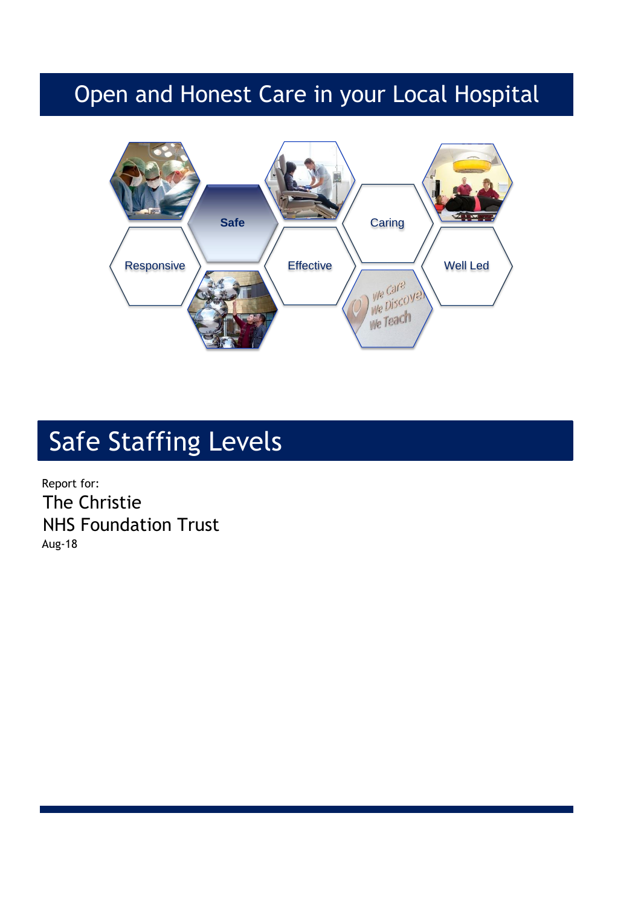# Open and Honest Care in your Local Hospital

Safe

Caring

Responsive

Effective

Well Led

We Care
We Discover
We Teach

# Safe Staffing Levels

Report for:

The Christie
NHS Foundation Trust

Aug-18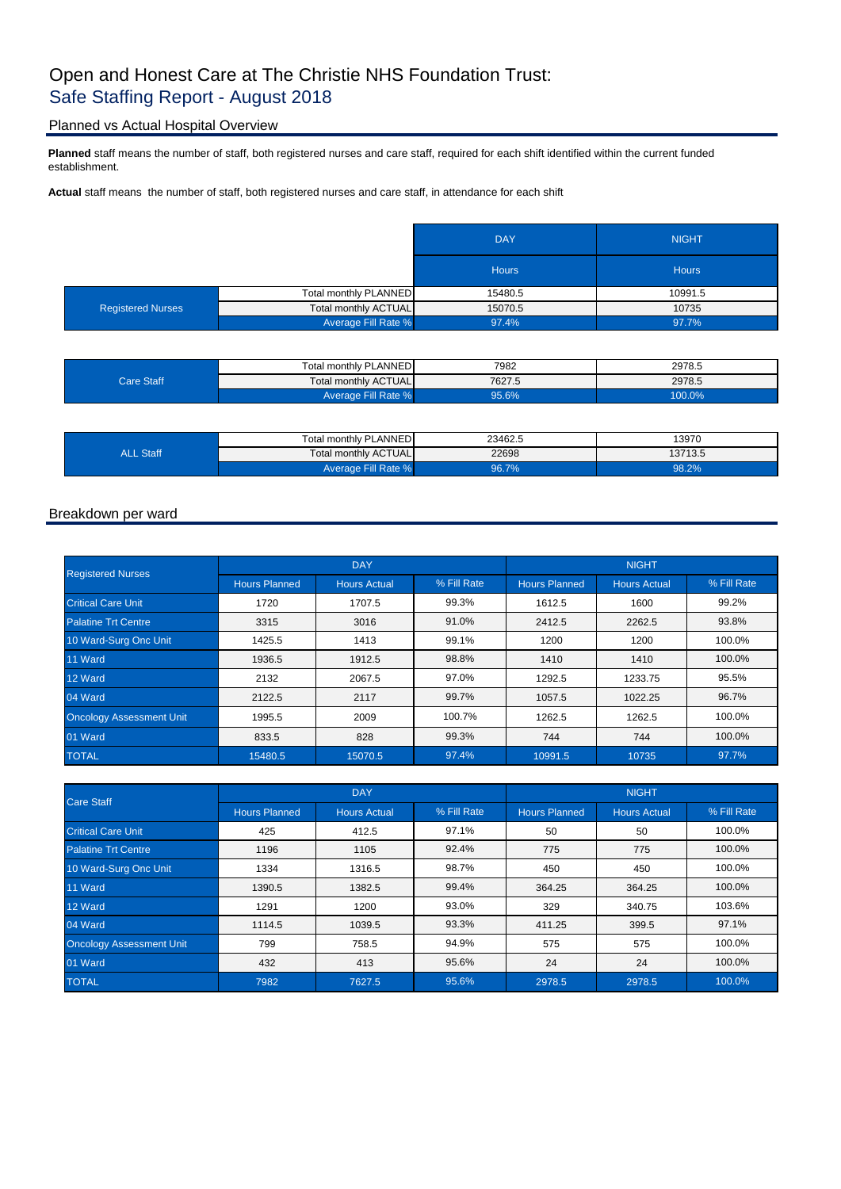# Open and Honest Care at The Christie NHS Foundation Trust:

## Safe Staffing Report - August 2018

### Planned vs Actual Hospital Overview

**Planned** staff means the number of staff, both registered nurses and care staff, required for each shift identified within the current funded establishment.

**Actual** staff means the number of staff, both registered nurses and care staff, in attendance for each shift

| | | DAY | NIGHT |
|---|---|---|---|
| | | Hours | Hours |
| Registered Nurses | Total monthly PLANNED | 15480.5 | 10991.5 |
| | Total monthly ACTUAL | 15070.5 | 10735 |
| | Average Fill Rate % | 97.4% | 97.7% |
| Care Staff | Total monthly PLANNED | 7982 | 2978.5 |
| | Total monthly ACTUAL | 7627.5 | 2978.5 |
| | Average Fill Rate % | 95.6% | 100.0% |
| ALL Staff | Total monthly PLANNED | 23462.5 | 13970 |
| | Total monthly ACTUAL | 22698 | 13713.5 |
| | Average Fill Rate % | 96.7% | 98.2% |

### Breakdown per ward

| Registered Nurses | DAY | | | NIGHT | | |
|---|---|---|---|---|---|---|
| | Hours Planned | Hours Actual | % Fill Rate | Hours Planned | Hours Actual | % Fill Rate |
| Critical Care Unit | 1720 | 1707.5 | 99.3% | 1612.5 | 1600 | 99.2% |
| Palatine Trt Centre | 3315 | 3016 | 91.0% | 2412.5 | 2262.5 | 93.8% |
| 10 Ward-Surg Onc Unit | 1425.5 | 1413 | 99.1% | 1200 | 1200 | 100.0% |
| 11 Ward | 1936.5 | 1912.5 | 98.8% | 1410 | 1410 | 100.0% |
| 12 Ward | 2132 | 2067.5 | 97.0% | 1292.5 | 1233.75 | 95.5% |
| 04 Ward | 2122.5 | 2117 | 99.7% | 1057.5 | 1022.25 | 96.7% |
| Oncology Assessment Unit | 1995.5 | 2009 | 100.7% | 1262.5 | 1262.5 | 100.0% |
| 01 Ward | 833.5 | 828 | 99.3% | 744 | 744 | 100.0% |
| TOTAL | 15480.5 | 15070.5 | 97.4% | 10991.5 | 10735 | 97.7% |

| Care Staff | DAY | | | NIGHT | | |
|---|---|---|---|---|---|---|
| | Hours Planned | Hours Actual | % Fill Rate | Hours Planned | Hours Actual | % Fill Rate |
| Critical Care Unit | 425 | 412.5 | 97.1% | 50 | 50 | 100.0% |
| Palatine Trt Centre | 1196 | 1105 | 92.4% | 775 | 775 | 100.0% |
| 10 Ward-Surg Onc Unit | 1334 | 1316.5 | 98.7% | 450 | 450 | 100.0% |
| 11 Ward | 1390.5 | 1382.5 | 99.4% | 364.25 | 364.25 | 100.0% |
| 12 Ward | 1291 | 1200 | 93.0% | 329 | 340.75 | 103.6% |
| 04 Ward | 1114.5 | 1039.5 | 93.3% | 411.25 | 399.5 | 97.1% |
| Oncology Assessment Unit | 799 | 758.5 | 94.9% | 575 | 575 | 100.0% |
| 01 Ward | 432 | 413 | 95.6% | 24 | 24 | 100.0% |
| TOTAL | 7982 | 7627.5 | 95.6% | 2978.5 | 2978.5 | 100.0% |